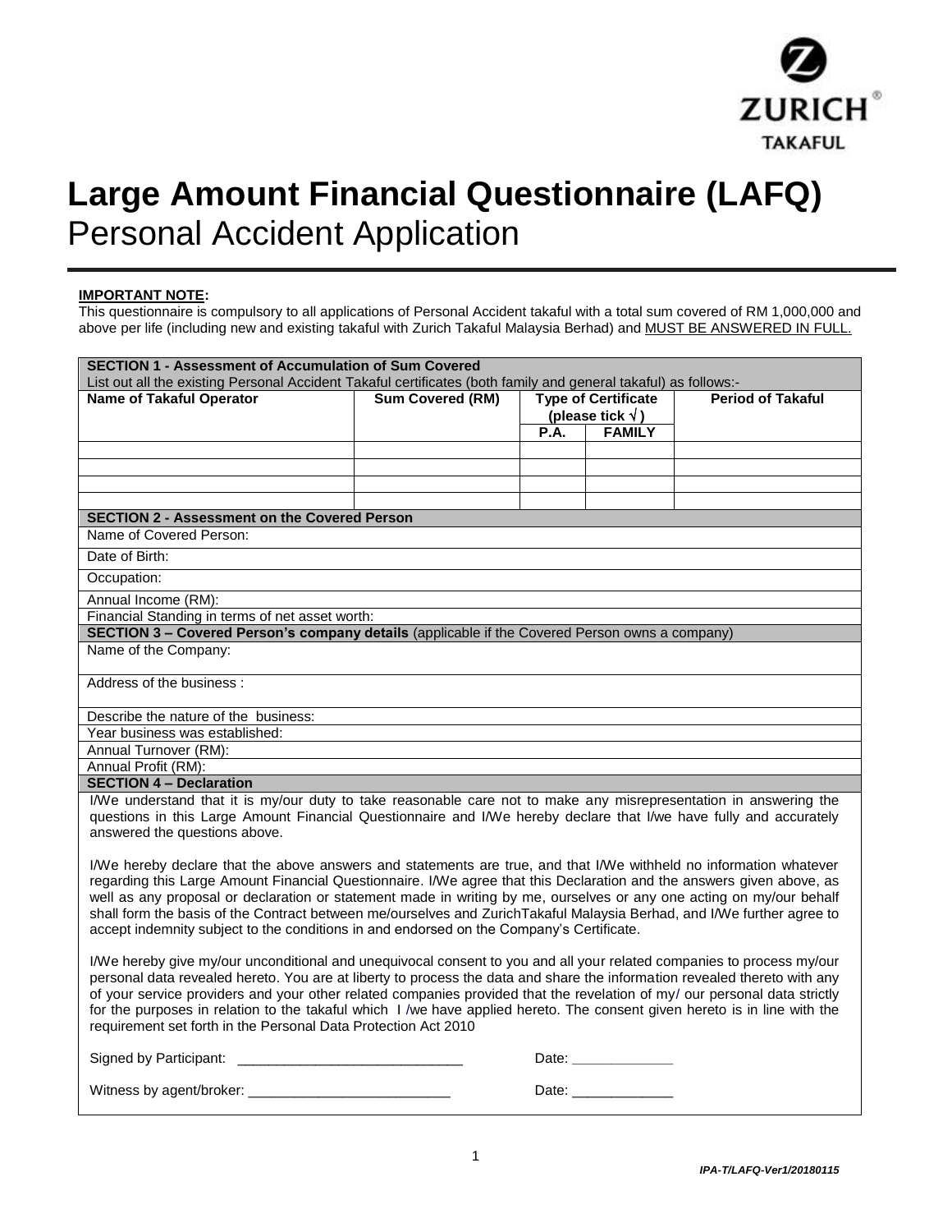ZURICH TAKAFUL

# Large Amount Financial Questionnaire (LAFQ)

## Personal Accident Application

**IMPORTANT NOTE:**

This questionnaire is compulsory to all applications of Personal Accident takaful with a total sum covered of RM 1,000,000 and above per life (including new and existing takaful with Zurich Takaful Malaysia Berhad) and MUST BE ANSWERED IN FULL.

**SECTION 1 - Assessment of Accumulation of Sum Covered**

List out all the existing Personal Accident Takaful certificates (both family and general takaful) as follows:-

| Name of Takaful Operator | Sum Covered (RM) | Type of Certificate (please tick √) | | Period of Takaful |
|---|---|---|---|---|
| | | P.A. | FAMILY | |
| | | | | |
| | | | | |
| | | | | |
| | | | | |

**SECTION 2 - Assessment on the Covered Person**

Name of Covered Person:

Date of Birth:

Occupation:

Annual Income (RM):

Financial Standing in terms of net asset worth:

**SECTION 3 – Covered Person's company details** (applicable if the Covered Person owns a company)

Name of the Company:

Address of the business :

Describe the nature of the business:

Year business was established:

Annual Turnover (RM):

Annual Profit (RM):

**SECTION 4 – Declaration**

I/We understand that it is my/our duty to take reasonable care not to make any misrepresentation in answering the questions in this Large Amount Financial Questionnaire and I/We hereby declare that I/we have fully and accurately answered the questions above.

I/We hereby declare that the above answers and statements are true, and that I/We withheld no information whatever regarding this Large Amount Financial Questionnaire. I/We agree that this Declaration and the answers given above, as well as any proposal or declaration or statement made in writing by me, ourselves or any one acting on my/our behalf shall form the basis of the Contract between me/ourselves and ZurichTakaful Malaysia Berhad, and I/We further agree to accept indemnity subject to the conditions in and endorsed on the Company's Certificate.

I/We hereby give my/our unconditional and unequivocal consent to you and all your related companies to process my/our personal data revealed hereto. You are at liberty to process the data and share the information revealed thereto with any of your service providers and your other related companies provided that the revelation of my/ our personal data strictly for the purposes in relation to the takaful which I /we have applied hereto. The consent given hereto is in line with the requirement set forth in the Personal Data Protection Act 2010

Signed by Participant: ______________________________ Date: _____________

Witness by agent/broker: ___________________________ Date: _____________

*IPA-T/LAFQ-Ver1/20180115*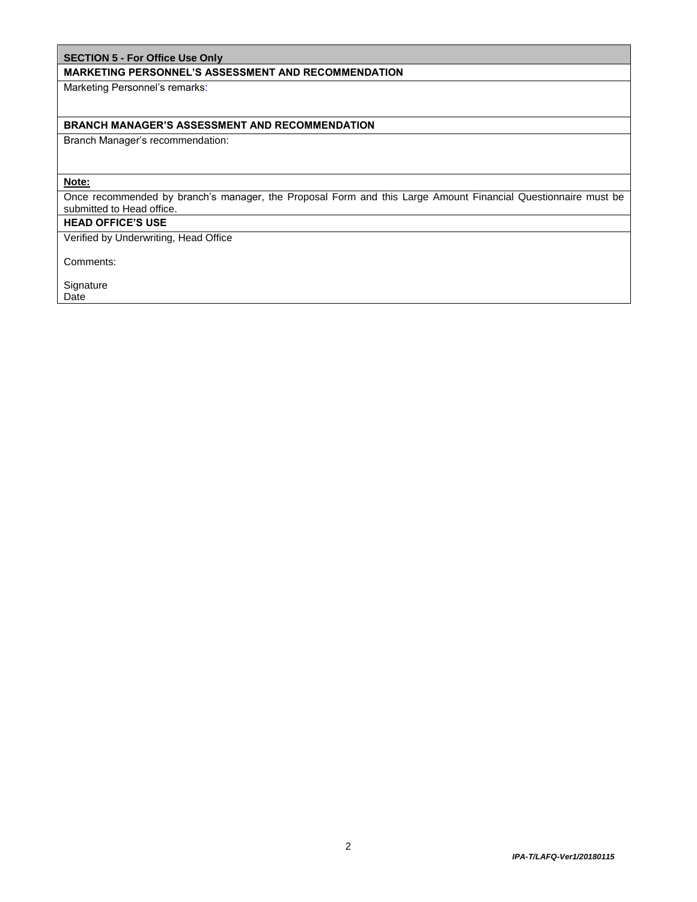## SECTION 5 - For Office Use Only

**MARKETING PERSONNEL'S ASSESSMENT AND RECOMMENDATION**

Marketing Personnel's remarks:

**BRANCH MANAGER'S ASSESSMENT AND RECOMMENDATION**

Branch Manager's recommendation:

**Note:**

Once recommended by branch's manager, the Proposal Form and this Large Amount Financial Questionnaire must be submitted to Head office.

**HEAD OFFICE'S USE**

Verified by Underwriting, Head Office

Comments:

Signature
Date

***IPA-T/LAFQ-Ver1/20180115***